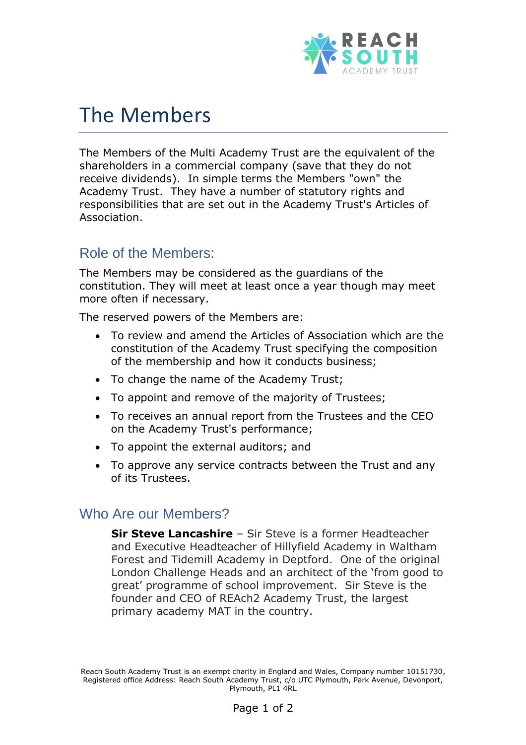# The Members

The Members of the Multi Academy Trust are the equivalent of the shareholders in a commercial company (save that they do not receive dividends). In simple terms the Members "own" the Academy Trust. They have a number of statutory rights and responsibilities that are set out in the Academy Trust's Articles of Association.

## Role of the Members:

The Members may be considered as the guardians of the constitution. They will meet at least once a year though may meet more often if necessary.

The reserved powers of the Members are:

- To review and amend the Articles of Association which are the constitution of the Academy Trust specifying the composition of the membership and how it conducts business;
- To change the name of the Academy Trust;
- To appoint and remove of the majority of Trustees;
- To receives an annual report from the Trustees and the CEO on the Academy Trust's performance;
- To appoint the external auditors; and
- To approve any service contracts between the Trust and any of its Trustees.

## Who Are our Members?

**Sir Steve Lancashire** – Sir Steve is a former Headteacher and Executive Headteacher of Hillyfield Academy in Waltham Forest and Tidemill Academy in Deptford. One of the original London Challenge Heads and an architect of the 'from good to great' programme of school improvement. Sir Steve is the founder and CEO of REAch2 Academy Trust, the largest primary academy MAT in the country.

Reach South Academy Trust is an exempt charity in England and Wales, Company number 10151730, Registered office Address: Reach South Academy Trust, c/o UTC Plymouth, Park Avenue, Devonport, Plymouth, PL1 4RL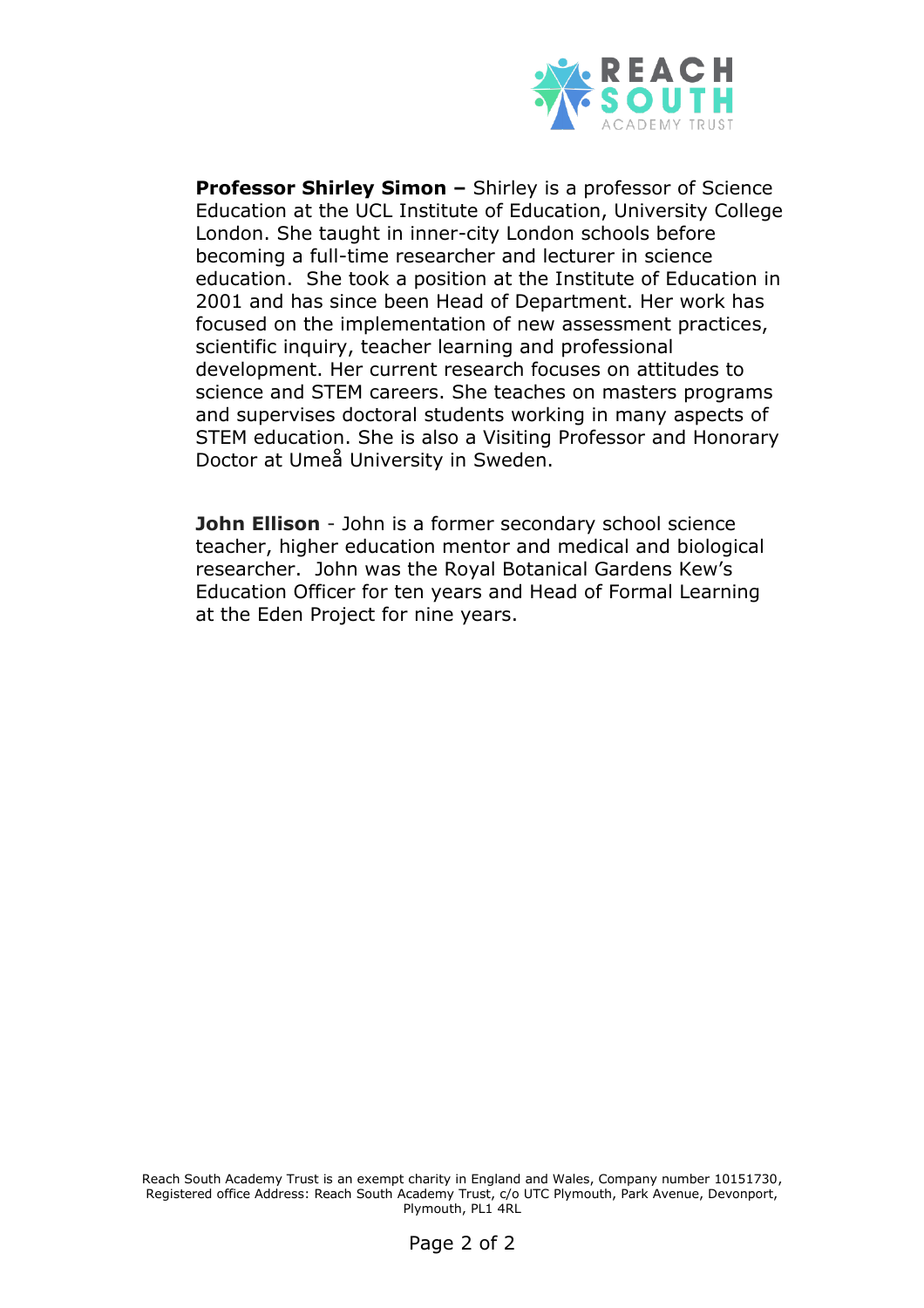**Professor Shirley Simon –** Shirley is a professor of Science Education at the UCL Institute of Education, University College London. She taught in inner-city London schools before becoming a full-time researcher and lecturer in science education.  She took a position at the Institute of Education in 2001 and has since been Head of Department. Her work has focused on the implementation of new assessment practices, scientific inquiry, teacher learning and professional development. Her current research focuses on attitudes to science and STEM careers. She teaches on masters programs and supervises doctoral students working in many aspects of STEM education. She is also a Visiting Professor and Honorary Doctor at Umeå University in Sweden.

**John Ellison** - John is a former secondary school science teacher, higher education mentor and medical and biological researcher.  John was the Royal Botanical Gardens Kew's Education Officer for ten years and Head of Formal Learning at the Eden Project for nine years.

Reach South Academy Trust is an exempt charity in England and Wales, Company number 10151730, Registered office Address: Reach South Academy Trust, c/o UTC Plymouth, Park Avenue, Devonport, Plymouth, PL1 4RL